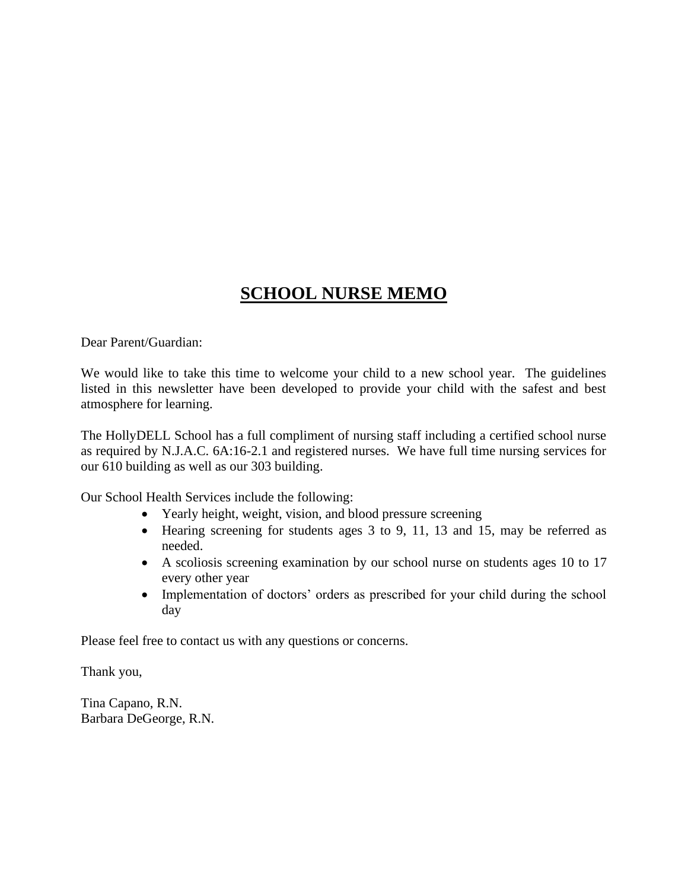# SCHOOL NURSE MEMO

Dear Parent/Guardian:

We would like to take this time to welcome your child to a new school year. The guidelines listed in this newsletter have been developed to provide your child with the safest and best atmosphere for learning.

The HollyDELL School has a full compliment of nursing staff including a certified school nurse as required by N.J.A.C. 6A:16-2.1 and registered nurses. We have full time nursing services for our 610 building as well as our 303 building.

Our School Health Services include the following:

- Yearly height, weight, vision, and blood pressure screening
- Hearing screening for students ages 3 to 9, 11, 13 and 15, may be referred as needed.
- A scoliosis screening examination by our school nurse on students ages 10 to 17 every other year
- Implementation of doctors' orders as prescribed for your child during the school day

Please feel free to contact us with any questions or concerns.

Thank you,

Tina Capano, R.N.
Barbara DeGeorge, R.N.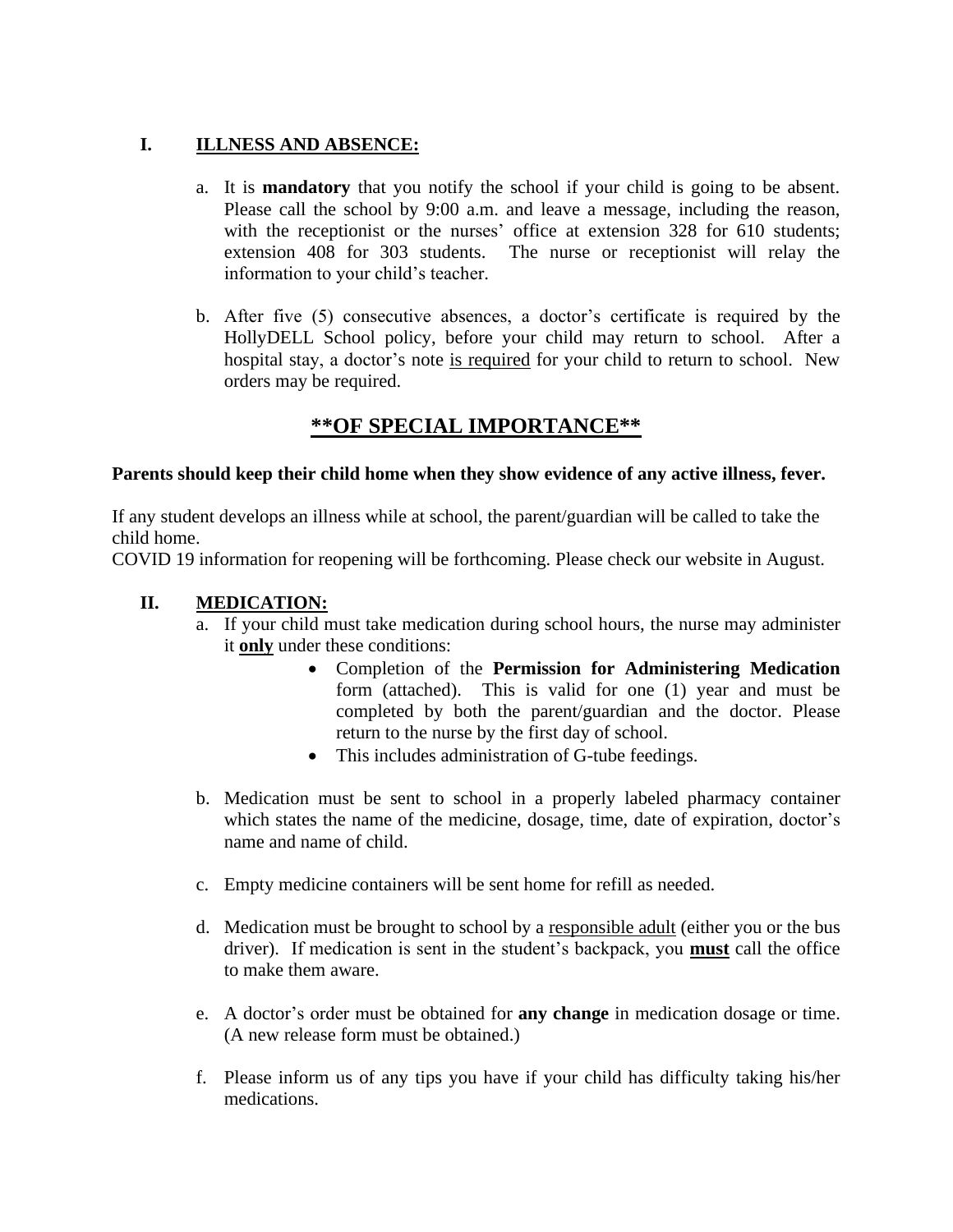## I. ILLNESS AND ABSENCE:

a. It is **mandatory** that you notify the school if your child is going to be absent. Please call the school by 9:00 a.m. and leave a message, including the reason, with the receptionist or the nurses' office at extension 328 for 610 students; extension 408 for 303 students. The nurse or receptionist will relay the information to your child's teacher.

b. After five (5) consecutive absences, a doctor's certificate is required by the HollyDELL School policy, before your child may return to school. After a hospital stay, a doctor's note is required for your child to return to school. New orders may be required.

## **OF SPECIAL IMPORTANCE**

**Parents should keep their child home when they show evidence of any active illness, fever.**

If any student develops an illness while at school, the parent/guardian will be called to take the child home.
COVID 19 information for reopening will be forthcoming. Please check our website in August.

## II. MEDICATION:

a. If your child must take medication during school hours, the nurse may administer it **only** under these conditions:
   - Completion of the **Permission for Administering Medication** form (attached). This is valid for one (1) year and must be completed by both the parent/guardian and the doctor. Please return to the nurse by the first day of school.
   - This includes administration of G-tube feedings.

b. Medication must be sent to school in a properly labeled pharmacy container which states the name of the medicine, dosage, time, date of expiration, doctor's name and name of child.

c. Empty medicine containers will be sent home for refill as needed.

d. Medication must be brought to school by a responsible adult (either you or the bus driver). If medication is sent in the student's backpack, you **must** call the office to make them aware.

e. A doctor's order must be obtained for **any change** in medication dosage or time. (A new release form must be obtained.)

f. Please inform us of any tips you have if your child has difficulty taking his/her medications.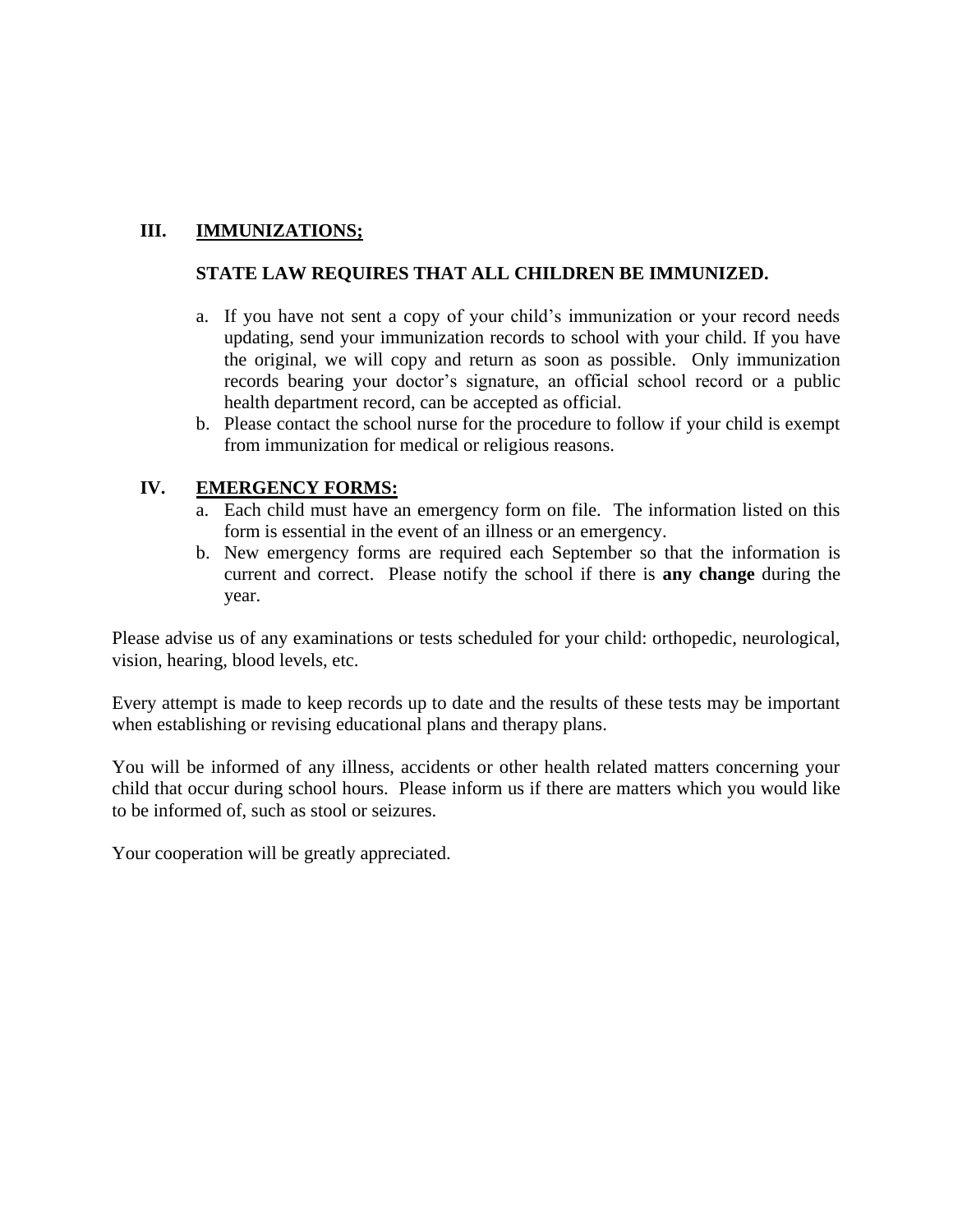## III. <u>IMMUNIZATIONS;</u>

**STATE LAW REQUIRES THAT ALL CHILDREN BE IMMUNIZED.**

a. If you have not sent a copy of your child's immunization or your record needs updating, send your immunization records to school with your child. If you have the original, we will copy and return as soon as possible. Only immunization records bearing your doctor's signature, an official school record or a public health department record, can be accepted as official.
b. Please contact the school nurse for the procedure to follow if your child is exempt from immunization for medical or religious reasons.

## IV. <u>EMERGENCY FORMS:</u>

a. Each child must have an emergency form on file. The information listed on this form is essential in the event of an illness or an emergency.
b. New emergency forms are required each September so that the information is current and correct. Please notify the school if there is **any change** during the year.

Please advise us of any examinations or tests scheduled for your child: orthopedic, neurological, vision, hearing, blood levels, etc.

Every attempt is made to keep records up to date and the results of these tests may be important when establishing or revising educational plans and therapy plans.

You will be informed of any illness, accidents or other health related matters concerning your child that occur during school hours. Please inform us if there are matters which you would like to be informed of, such as stool or seizures.

Your cooperation will be greatly appreciated.